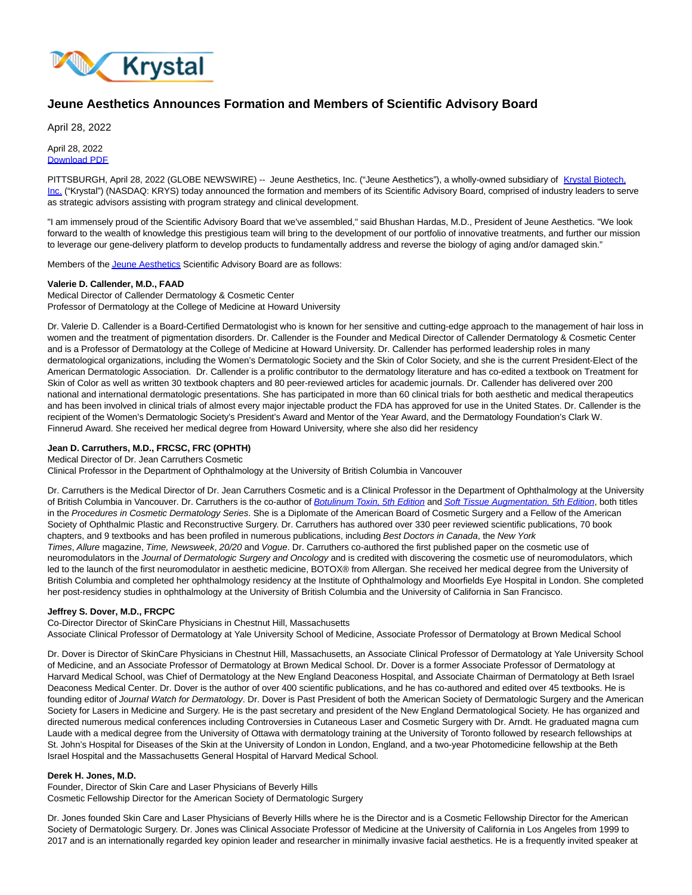# Jeune Aesthetics Announces Formation and Members of Scientific Advisory Board

April 28, 2022

April 28, 2022
[Download PDF]

PITTSBURGH, April 28, 2022 (GLOBE NEWSWIRE) -- Jeune Aesthetics, Inc. ("Jeune Aesthetics"), a wholly-owned subsidiary of [Krystal Biotech, Inc.] ("Krystal") (NASDAQ: KRYS) today announced the formation and members of its Scientific Advisory Board, comprised of industry leaders to serve as strategic advisors assisting with program strategy and clinical development.

"I am immensely proud of the Scientific Advisory Board that we've assembled," said Bhushan Hardas, M.D., President of Jeune Aesthetics. "We look forward to the wealth of knowledge this prestigious team will bring to the development of our portfolio of innovative treatments, and further our mission to leverage our gene-delivery platform to develop products to fundamentally address and reverse the biology of aging and/or damaged skin."

Members of the [Jeune Aesthetics] Scientific Advisory Board are as follows:

**Valerie D. Callender, M.D., FAAD**
Medical Director of Callender Dermatology & Cosmetic Center
Professor of Dermatology at the College of Medicine at Howard University

Dr. Valerie D. Callender is a Board-Certified Dermatologist who is known for her sensitive and cutting-edge approach to the management of hair loss in women and the treatment of pigmentation disorders. Dr. Callender is the Founder and Medical Director of Callender Dermatology & Cosmetic Center and is a Professor of Dermatology at the College of Medicine at Howard University. Dr. Callender has performed leadership roles in many dermatological organizations, including the Women's Dermatologic Society and the Skin of Color Society, and she is the current President-Elect of the American Dermatologic Association. Dr. Callender is a prolific contributor to the dermatology literature and has co-edited a textbook on Treatment for Skin of Color as well as written 30 textbook chapters and 80 peer-reviewed articles for academic journals. Dr. Callender has delivered over 200 national and international dermatologic presentations. She has participated in more than 60 clinical trials for both aesthetic and medical therapeutics and has been involved in clinical trials of almost every major injectable product the FDA has approved for use in the United States. Dr. Callender is the recipient of the Women's Dermatologic Society's President's Award and Mentor of the Year Award, and the Dermatology Foundation's Clark W. Finnerud Award. She received her medical degree from Howard University, where she also did her residency

**Jean D. Carruthers, M.D., FRCSC, FRC (OPHTH)**
Medical Director of Dr. Jean Carruthers Cosmetic
Clinical Professor in the Department of Ophthalmology at the University of British Columbia in Vancouver

Dr. Carruthers is the Medical Director of Dr. Jean Carruthers Cosmetic and is a Clinical Professor in the Department of Ophthalmology at the University of British Columbia in Vancouver. Dr. Carruthers is the co-author of [*Botulinum Toxin, 5th Edition*] and [*Soft Tissue Augmentation, 5th Edition*], both titles in the *Procedures in Cosmetic Dermatology Series*. She is a Diplomate of the American Board of Cosmetic Surgery and a Fellow of the American Society of Ophthalmic Plastic and Reconstructive Surgery. Dr. Carruthers has authored over 330 peer reviewed scientific publications, 70 book chapters, and 9 textbooks and has been profiled in numerous publications, including *Best Doctors in Canada*, the *New York Times*, *Allure* magazine, *Time, Newsweek*, *20/20* and *Vogue*. Dr. Carruthers co-authored the first published paper on the cosmetic use of neuromodulators in the *Journal of Dermatologic Surgery and Oncology* and is credited with discovering the cosmetic use of neuromodulators, which led to the launch of the first neuromodulator in aesthetic medicine, BOTOX® from Allergan. She received her medical degree from the University of British Columbia and completed her ophthalmology residency at the Institute of Ophthalmology and Moorfields Eye Hospital in London. She completed her post-residency studies in ophthalmology at the University of British Columbia and the University of California in San Francisco.

**Jeffrey S. Dover, M.D., FRCPC**
Co-Director Director of SkinCare Physicians in Chestnut Hill, Massachusetts
Associate Clinical Professor of Dermatology at Yale University School of Medicine, Associate Professor of Dermatology at Brown Medical School

Dr. Dover is Director of SkinCare Physicians in Chestnut Hill, Massachusetts, an Associate Clinical Professor of Dermatology at Yale University School of Medicine, and an Associate Professor of Dermatology at Brown Medical School. Dr. Dover is a former Associate Professor of Dermatology at Harvard Medical School, was Chief of Dermatology at the New England Deaconess Hospital, and Associate Chairman of Dermatology at Beth Israel Deaconess Medical Center. Dr. Dover is the author of over 400 scientific publications, and he has co-authored and edited over 45 textbooks. He is founding editor of *Journal Watch for Dermatology*. Dr. Dover is Past President of both the American Society of Dermatologic Surgery and the American Society for Lasers in Medicine and Surgery. He is the past secretary and president of the New England Dermatological Society. He has organized and directed numerous medical conferences including Controversies in Cutaneous Laser and Cosmetic Surgery with Dr. Arndt. He graduated magna cum Laude with a medical degree from the University of Ottawa with dermatology training at the University of Toronto followed by research fellowships at St. John's Hospital for Diseases of the Skin at the University of London in London, England, and a two-year Photomedicine fellowship at the Beth Israel Hospital and the Massachusetts General Hospital of Harvard Medical School.

**Derek H. Jones, M.D.**
Founder, Director of Skin Care and Laser Physicians of Beverly Hills
Cosmetic Fellowship Director for the American Society of Dermatologic Surgery

Dr. Jones founded Skin Care and Laser Physicians of Beverly Hills where he is the Director and is a Cosmetic Fellowship Director for the American Society of Dermatologic Surgery. Dr. Jones was Clinical Associate Professor of Medicine at the University of California in Los Angeles from 1999 to 2017 and is an internationally regarded key opinion leader and researcher in minimally invasive facial aesthetics. He is a frequently invited speaker at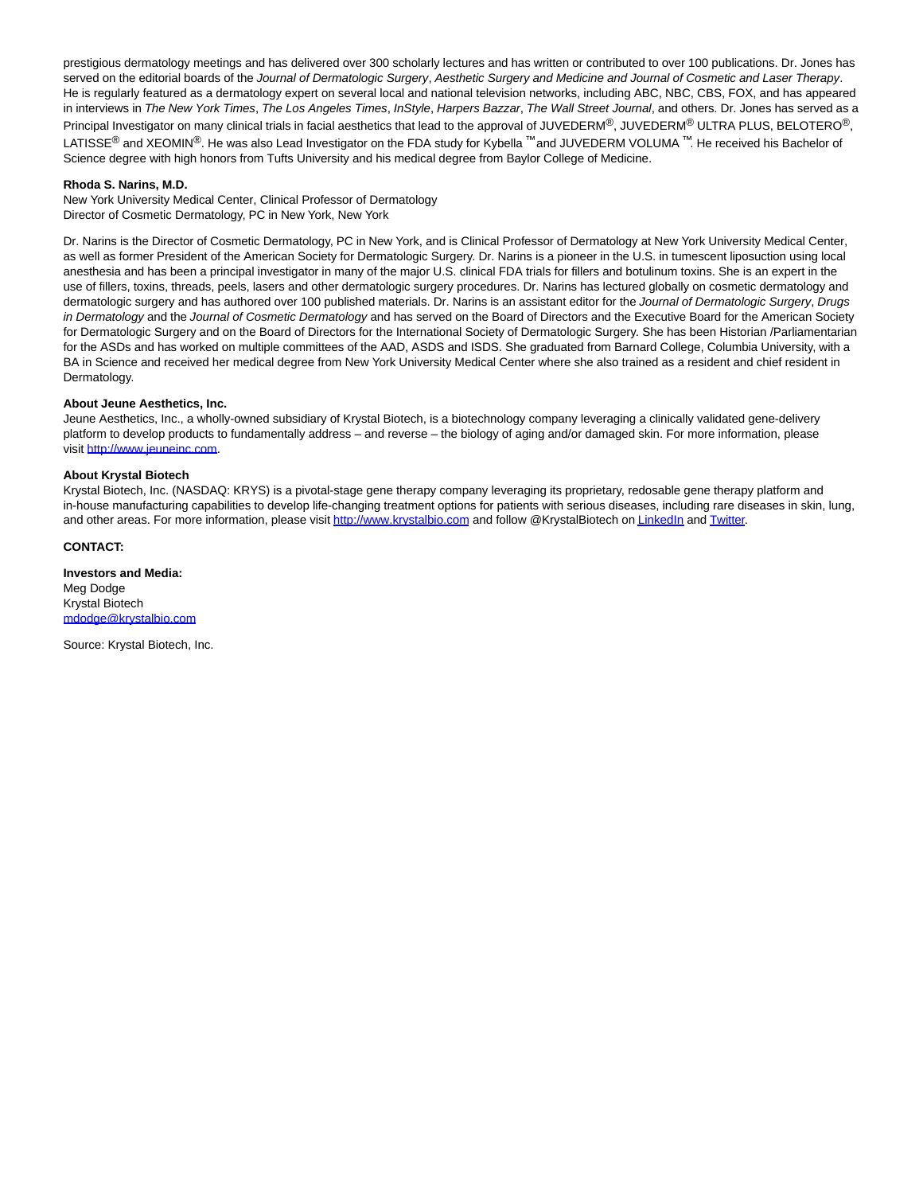prestigious dermatology meetings and has delivered over 300 scholarly lectures and has written or contributed to over 100 publications. Dr. Jones has served on the editorial boards of the *Journal of Dermatologic Surgery*, *Aesthetic Surgery and Medicine and Journal of Cosmetic and Laser Therapy*. He is regularly featured as a dermatology expert on several local and national television networks, including ABC, NBC, CBS, FOX, and has appeared in interviews in *The New York Times*, *The Los Angeles Times*, *InStyle*, *Harpers Bazzar*, *The Wall Street Journal*, and others. Dr. Jones has served as a Principal Investigator on many clinical trials in facial aesthetics that lead to the approval of JUVEDERM®, JUVEDERM® ULTRA PLUS, BELOTERO®, LATISSE® and XEOMIN®. He was also Lead Investigator on the FDA study for Kybella ™ and JUVEDERM VOLUMA ™. He received his Bachelor of Science degree with high honors from Tufts University and his medical degree from Baylor College of Medicine.

**Rhoda S. Narins, M.D.**
New York University Medical Center, Clinical Professor of Dermatology
Director of Cosmetic Dermatology, PC in New York, New York

Dr. Narins is the Director of Cosmetic Dermatology, PC in New York, and is Clinical Professor of Dermatology at New York University Medical Center, as well as former President of the American Society for Dermatologic Surgery. Dr. Narins is a pioneer in the U.S. in tumescent liposuction using local anesthesia and has been a principal investigator in many of the major U.S. clinical FDA trials for fillers and botulinum toxins. She is an expert in the use of fillers, toxins, threads, peels, lasers and other dermatologic surgery procedures. Dr. Narins has lectured globally on cosmetic dermatology and dermatologic surgery and has authored over 100 published materials. Dr. Narins is an assistant editor for the *Journal of Dermatologic Surgery*, *Drugs in Dermatology* and the *Journal of Cosmetic Dermatology* and has served on the Board of Directors and the Executive Board for the American Society for Dermatologic Surgery and on the Board of Directors for the International Society of Dermatologic Surgery. She has been Historian /Parliamentarian for the ASDs and has worked on multiple committees of the AAD, ASDS and ISDS. She graduated from Barnard College, Columbia University, with a BA in Science and received her medical degree from New York University Medical Center where she also trained as a resident and chief resident in Dermatology.

**About Jeune Aesthetics, Inc.**
Jeune Aesthetics, Inc., a wholly-owned subsidiary of Krystal Biotech, is a biotechnology company leveraging a clinically validated gene-delivery platform to develop products to fundamentally address – and reverse – the biology of aging and/or damaged skin. For more information, please visit http://www.jeuneinc.com.

**About Krystal Biotech**
Krystal Biotech, Inc. (NASDAQ: KRYS) is a pivotal-stage gene therapy company leveraging its proprietary, redosable gene therapy platform and in-house manufacturing capabilities to develop life-changing treatment options for patients with serious diseases, including rare diseases in skin, lung, and other areas. For more information, please visit http://www.krystalbio.com and follow @KrystalBiotech on LinkedIn and Twitter.

**CONTACT:**

**Investors and Media:**
Meg Dodge
Krystal Biotech
mdodge@krystalbio.com

Source: Krystal Biotech, Inc.